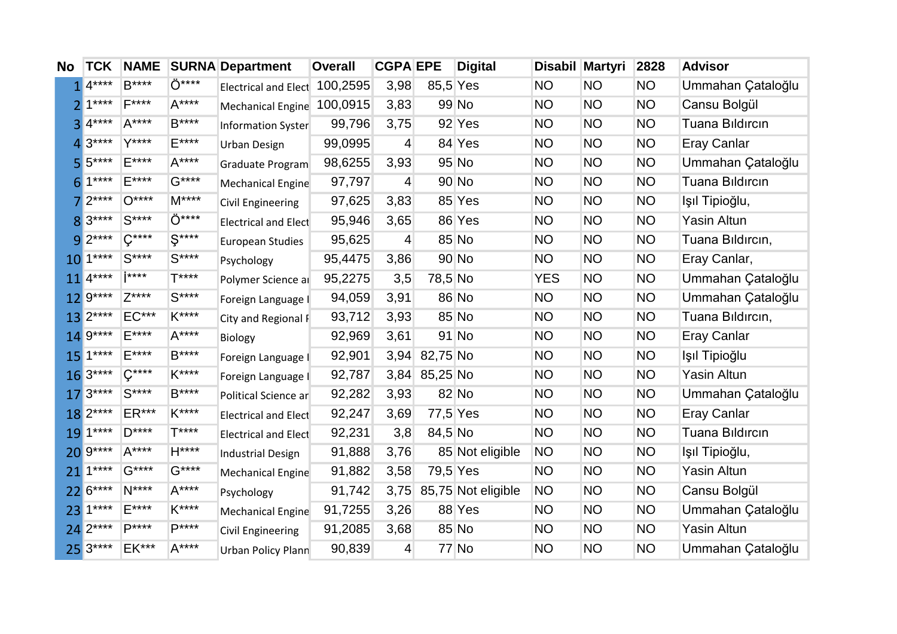| No | TCK | NAME | SURNA | Department | Overall | CGPA | EPE | Digital | Disabil | Martyri | 2828 | Advisor |
|---|---|---|---|---|---|---|---|---|---|---|---|---|
| 1 | 4**** | B**** | Ö**** | Electrical and Elect | 100,2595 | 3,98 | 85,5 | Yes | NO | NO | NO | Ummahan Çataloğlu |
| 2 | 1**** | F**** | A**** | Mechanical Engine | 100,0915 | 3,83 | 99 | No | NO | NO | NO | Cansu Bolgül |
| 3 | 4**** | A**** | B**** | Information Syster | 99,796 | 3,75 | 92 | Yes | NO | NO | NO | Tuana Bıldırcın |
| 4 | 3**** | Y**** | E**** | Urban Design | 99,0995 | 4 | 84 | Yes | NO | NO | NO | Eray Canlar |
| 5 | 5**** | E**** | A**** | Graduate Program | 98,6255 | 3,93 | 95 | No | NO | NO | NO | Ummahan Çataloğlu |
| 6 | 1**** | E**** | G**** | Mechanical Engine | 97,797 | 4 | 90 | No | NO | NO | NO | Tuana Bıldırcın |
| 7 | 2**** | O**** | M**** | Civil Engineering | 97,625 | 3,83 | 85 | Yes | NO | NO | NO | Işıl Tipioğlu, |
| 8 | 3**** | S**** | Ö**** | Electrical and Elect | 95,946 | 3,65 | 86 | Yes | NO | NO | NO | Yasin Altun |
| 9 | 2**** | Ç**** | Ş**** | European Studies | 95,625 | 4 | 85 | No | NO | NO | NO | Tuana Bıldırcın, |
| 10 | 1**** | S**** | S**** | Psychology | 95,4475 | 3,86 | 90 | No | NO | NO | NO | Eray Canlar, |
| 11 | 4**** | İ**** | T**** | Polymer Science ar | 95,2275 | 3,5 | 78,5 | No | YES | NO | NO | Ummahan Çataloğlu |
| 12 | 9**** | Z**** | S**** | Foreign Language I | 94,059 | 3,91 | 86 | No | NO | NO | NO | Ummahan Çataloğlu |
| 13 | 2**** | EC*** | K**** | City and Regional F | 93,712 | 3,93 | 85 | No | NO | NO | NO | Tuana Bıldırcın, |
| 14 | 9**** | E**** | A**** | Biology | 92,969 | 3,61 | 91 | No | NO | NO | NO | Eray Canlar |
| 15 | 1**** | E**** | B**** | Foreign Language I | 92,901 | 3,94 | 82,75 | No | NO | NO | NO | Işıl Tipioğlu |
| 16 | 3**** | Ç**** | K**** | Foreign Language I | 92,787 | 3,84 | 85,25 | No | NO | NO | NO | Yasin Altun |
| 17 | 3**** | S**** | B**** | Political Science ar | 92,282 | 3,93 | 82 | No | NO | NO | NO | Ummahan Çataloğlu |
| 18 | 2**** | ER*** | K**** | Electrical and Elect | 92,247 | 3,69 | 77,5 | Yes | NO | NO | NO | Eray Canlar |
| 19 | 1**** | D**** | T**** | Electrical and Elect | 92,231 | 3,8 | 84,5 | No | NO | NO | NO | Tuana Bıldırcın |
| 20 | 9**** | A**** | H**** | Industrial Design | 91,888 | 3,76 | 85 | Not eligible | NO | NO | NO | Işıl Tipioğlu, |
| 21 | 1**** | G**** | G**** | Mechanical Engine | 91,882 | 3,58 | 79,5 | Yes | NO | NO | NO | Yasin Altun |
| 22 | 6**** | N**** | A**** | Psychology | 91,742 | 3,75 | 85,75 | Not eligible | NO | NO | NO | Cansu Bolgül |
| 23 | 1**** | E**** | K**** | Mechanical Engine | 91,7255 | 3,26 | 88 | Yes | NO | NO | NO | Ummahan Çataloğlu |
| 24 | 2**** | P**** | P**** | Civil Engineering | 91,2085 | 3,68 | 85 | No | NO | NO | NO | Yasin Altun |
| 25 | 3**** | EK*** | A**** | Urban Policy Plann | 90,839 | 4 | 77 | No | NO | NO | NO | Ummahan Çataloğlu |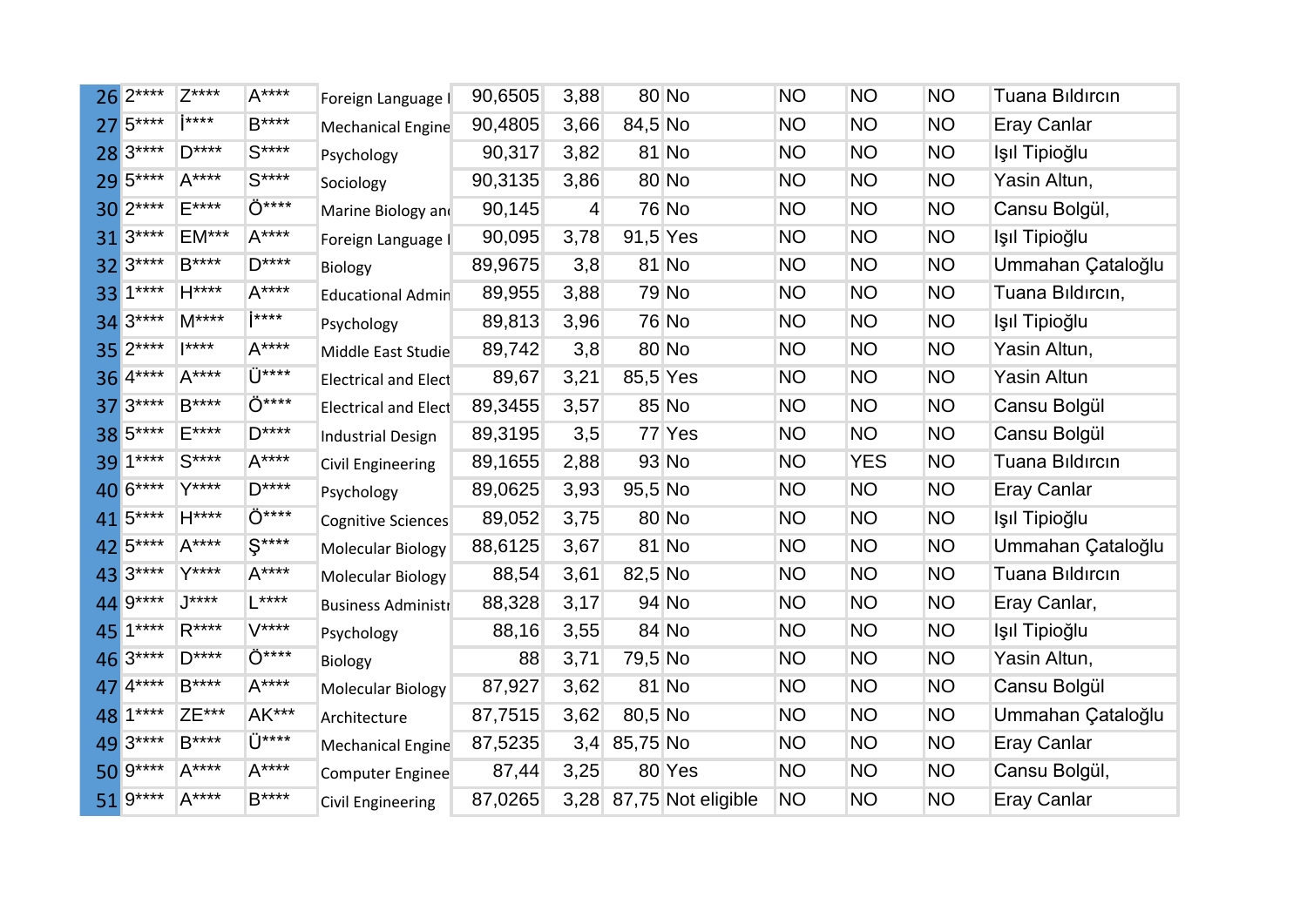| | | | | | | | | | | | | |
|---|---|---|---|---|---|---|---|---|---|---|---|---|
| 26 | 2**** | Z**** | A**** | Foreign Language I | 90,6505 | 3,88 | 80 | No | NO | NO | NO | Tuana Bıldırcın |
| 27 | 5**** | İ**** | B**** | Mechanical Engine | 90,4805 | 3,66 | 84,5 | No | NO | NO | NO | Eray Canlar |
| 28 | 3**** | D**** | S**** | Psychology | 90,317 | 3,82 | 81 | No | NO | NO | NO | Işıl Tipioğlu |
| 29 | 5**** | A**** | S**** | Sociology | 90,3135 | 3,86 | 80 | No | NO | NO | NO | Yasin Altun, |
| 30 | 2**** | E**** | Ö**** | Marine Biology an | 90,145 | 4 | 76 | No | NO | NO | NO | Cansu Bolgül, |
| 31 | 3**** | EM*** | A**** | Foreign Language I | 90,095 | 3,78 | 91,5 | Yes | NO | NO | NO | Işıl Tipioğlu |
| 32 | 3**** | B**** | D**** | Biology | 89,9675 | 3,8 | 81 | No | NO | NO | NO | Ummahan Çataloğlu |
| 33 | 1**** | H**** | A**** | Educational Admin | 89,955 | 3,88 | 79 | No | NO | NO | NO | Tuana Bıldırcın, |
| 34 | 3**** | M**** | İ**** | Psychology | 89,813 | 3,96 | 76 | No | NO | NO | NO | Işıl Tipioğlu |
| 35 | 2**** | I**** | A**** | Middle East Studie | 89,742 | 3,8 | 80 | No | NO | NO | NO | Yasin Altun, |
| 36 | 4**** | A**** | Ü**** | Electrical and Elect | 89,67 | 3,21 | 85,5 | Yes | NO | NO | NO | Yasin Altun |
| 37 | 3**** | B**** | Ö**** | Electrical and Elect | 89,3455 | 3,57 | 85 | No | NO | NO | NO | Cansu Bolgül |
| 38 | 5**** | E**** | D**** | Industrial Design | 89,3195 | 3,5 | 77 | Yes | NO | NO | NO | Cansu Bolgül |
| 39 | 1**** | S**** | A**** | Civil Engineering | 89,1655 | 2,88 | 93 | No | NO | YES | NO | Tuana Bıldırcın |
| 40 | 6**** | Y**** | D**** | Psychology | 89,0625 | 3,93 | 95,5 | No | NO | NO | NO | Eray Canlar |
| 41 | 5**** | H**** | Ö**** | Cognitive Sciences | 89,052 | 3,75 | 80 | No | NO | NO | NO | Işıl Tipioğlu |
| 42 | 5**** | A**** | Ş**** | Molecular Biology | 88,6125 | 3,67 | 81 | No | NO | NO | NO | Ummahan Çataloğlu |
| 43 | 3**** | Y**** | A**** | Molecular Biology | 88,54 | 3,61 | 82,5 | No | NO | NO | NO | Tuana Bıldırcın |
| 44 | 9**** | J**** | L**** | Business Administr | 88,328 | 3,17 | 94 | No | NO | NO | NO | Eray Canlar, |
| 45 | 1**** | R**** | V**** | Psychology | 88,16 | 3,55 | 84 | No | NO | NO | NO | Işıl Tipioğlu |
| 46 | 3**** | D**** | Ö**** | Biology | 88 | 3,71 | 79,5 | No | NO | NO | NO | Yasin Altun, |
| 47 | 4**** | B**** | A**** | Molecular Biology | 87,927 | 3,62 | 81 | No | NO | NO | NO | Cansu Bolgül |
| 48 | 1**** | ZE*** | AK*** | Architecture | 87,7515 | 3,62 | 80,5 | No | NO | NO | NO | Ummahan Çataloğlu |
| 49 | 3**** | B**** | Ü**** | Mechanical Engine | 87,5235 | 3,4 | 85,75 | No | NO | NO | NO | Eray Canlar |
| 50 | 9**** | A**** | A**** | Computer Enginee | 87,44 | 3,25 | 80 | Yes | NO | NO | NO | Cansu Bolgül, |
| 51 | 9**** | A**** | B**** | Civil Engineering | 87,0265 | 3,28 | 87,75 | Not eligible | NO | NO | NO | Eray Canlar |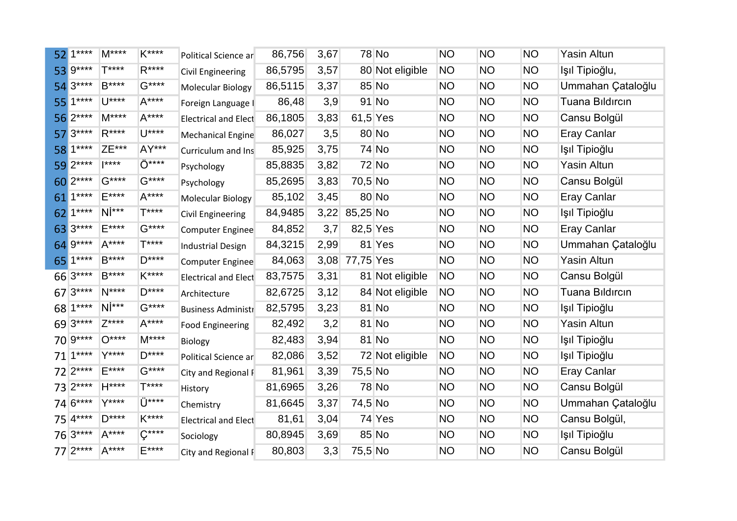| | | | | | | | | | | | | |
|---|---|---|---|---|---|---|---|---|---|---|---|---|
| 52 | 1**** | M**** | K**** | Political Science ar | 86,756 | 3,67 | 78 | No | NO | NO | NO | Yasin Altun |
| 53 | 9**** | T**** | R**** | Civil Engineering | 86,5795 | 3,57 | 80 | Not eligible | NO | NO | NO | Işıl Tipioğlu, |
| 54 | 3**** | B**** | G**** | Molecular Biology | 86,5115 | 3,37 | 85 | No | NO | NO | NO | Ummahan Çataloğlu |
| 55 | 1**** | U**** | A**** | Foreign Language I | 86,48 | 3,9 | 91 | No | NO | NO | NO | Tuana Bıldırcın |
| 56 | 2**** | M**** | A**** | Electrical and Elect | 86,1805 | 3,83 | 61,5 | Yes | NO | NO | NO | Cansu Bolgül |
| 57 | 3**** | R**** | U**** | Mechanical Engine | 86,027 | 3,5 | 80 | No | NO | NO | NO | Eray Canlar |
| 58 | 1**** | ZE*** | AY*** | Curriculum and Ins | 85,925 | 3,75 | 74 | No | NO | NO | NO | Işıl Tipioğlu |
| 59 | 2**** | I**** | Ö**** | Psychology | 85,8835 | 3,82 | 72 | No | NO | NO | NO | Yasin Altun |
| 60 | 2**** | G**** | G**** | Psychology | 85,2695 | 3,83 | 70,5 | No | NO | NO | NO | Cansu Bolgül |
| 61 | 1**** | E**** | A**** | Molecular Biology | 85,102 | 3,45 | 80 | No | NO | NO | NO | Eray Canlar |
| 62 | 1**** | Nİ*** | T**** | Civil Engineering | 84,9485 | 3,22 | 85,25 | No | NO | NO | NO | Işıl Tipioğlu |
| 63 | 3**** | E**** | G**** | Computer Enginee | 84,852 | 3,7 | 82,5 | Yes | NO | NO | NO | Eray Canlar |
| 64 | 9**** | A**** | T**** | Industrial Design | 84,3215 | 2,99 | 81 | Yes | NO | NO | NO | Ummahan Çataloğlu |
| 65 | 1**** | B**** | D**** | Computer Enginee | 84,063 | 3,08 | 77,75 | Yes | NO | NO | NO | Yasin Altun |
| 66 | 3**** | B**** | K**** | Electrical and Elect | 83,7575 | 3,31 | 81 | Not eligible | NO | NO | NO | Cansu Bolgül |
| 67 | 3**** | N**** | D**** | Architecture | 82,6725 | 3,12 | 84 | Not eligible | NO | NO | NO | Tuana Bıldırcın |
| 68 | 1**** | Nİ*** | G**** | Business Administr | 82,5795 | 3,23 | 81 | No | NO | NO | NO | Işıl Tipioğlu |
| 69 | 3**** | Z**** | A**** | Food Engineering | 82,492 | 3,2 | 81 | No | NO | NO | NO | Yasin Altun |
| 70 | 9**** | O**** | M**** | Biology | 82,483 | 3,94 | 81 | No | NO | NO | NO | Işıl Tipioğlu |
| 71 | 1**** | Y**** | D**** | Political Science ar | 82,086 | 3,52 | 72 | Not eligible | NO | NO | NO | Işıl Tipioğlu |
| 72 | 2**** | E**** | G**** | City and Regional F | 81,961 | 3,39 | 75,5 | No | NO | NO | NO | Eray Canlar |
| 73 | 2**** | H**** | T**** | History | 81,6965 | 3,26 | 78 | No | NO | NO | NO | Cansu Bolgül |
| 74 | 6**** | Y**** | Ü**** | Chemistry | 81,6645 | 3,37 | 74,5 | No | NO | NO | NO | Ummahan Çataloğlu |
| 75 | 4**** | D**** | K**** | Electrical and Elect | 81,61 | 3,04 | 74 | Yes | NO | NO | NO | Cansu Bolgül, |
| 76 | 3**** | A**** | Ç**** | Sociology | 80,8945 | 3,69 | 85 | No | NO | NO | NO | Işıl Tipioğlu |
| 77 | 2**** | A**** | E**** | City and Regional F | 80,803 | 3,3 | 75,5 | No | NO | NO | NO | Cansu Bolgül |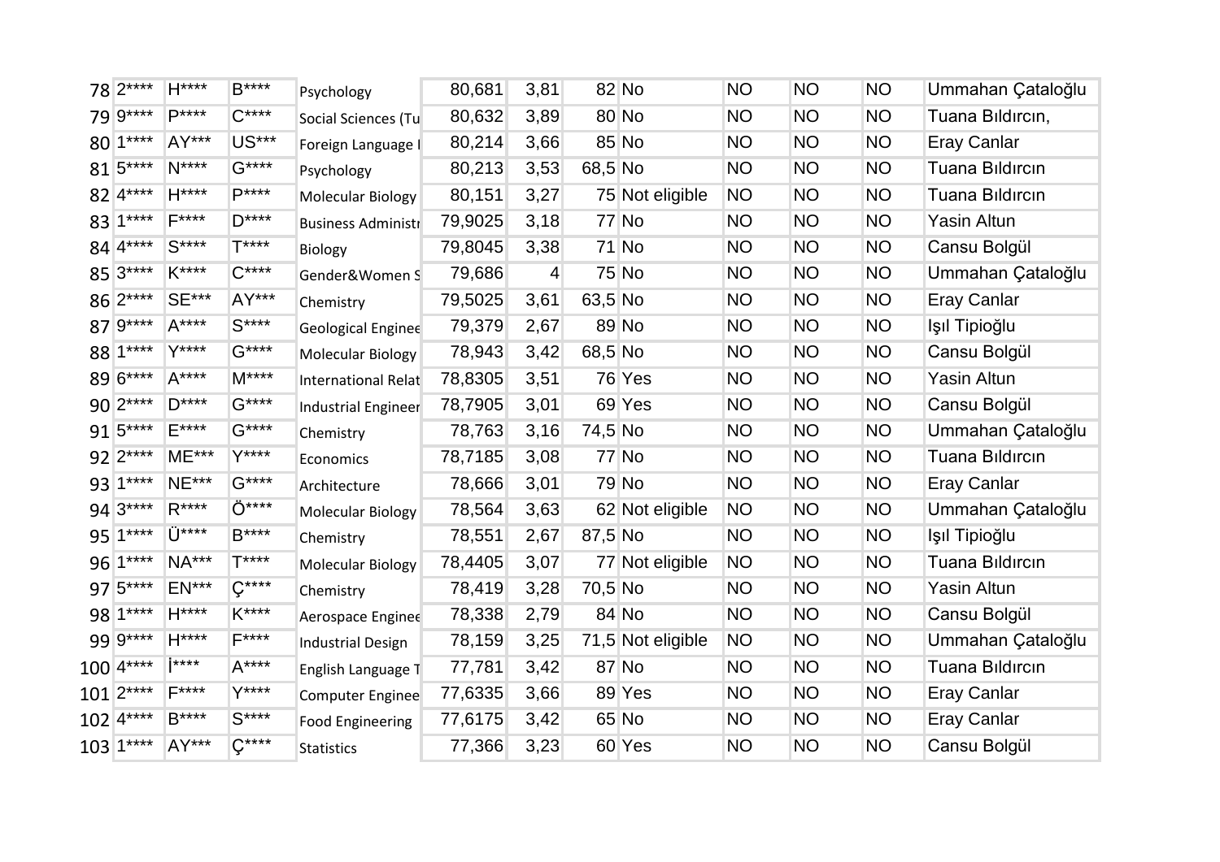| | | | | | | | | | | | | |
|---|---|---|---|---|---|---|---|---|---|---|---|---|
| 78 | 2**** | H**** | B**** | Psychology | 80,681 | 3,81 | 82 | No | NO | NO | NO | Ummahan Çataloğlu |
| 79 | 9**** | P**** | C**** | Social Sciences (Tu | 80,632 | 3,89 | 80 | No | NO | NO | NO | Tuana Bıldırcın, |
| 80 | 1**** | AY*** | US*** | Foreign Language I | 80,214 | 3,66 | 85 | No | NO | NO | NO | Eray Canlar |
| 81 | 5**** | N**** | G**** | Psychology | 80,213 | 3,53 | 68,5 | No | NO | NO | NO | Tuana Bıldırcın |
| 82 | 4**** | H**** | P**** | Molecular Biology | 80,151 | 3,27 | 75 | Not eligible | NO | NO | NO | Tuana Bıldırcın |
| 83 | 1**** | F**** | D**** | Business Administr | 79,9025 | 3,18 | 77 | No | NO | NO | NO | Yasin Altun |
| 84 | 4**** | S**** | T**** | Biology | 79,8045 | 3,38 | 71 | No | NO | NO | NO | Cansu Bolgül |
| 85 | 3**** | K**** | C**** | Gender&Women S | 79,686 | 4 | 75 | No | NO | NO | NO | Ummahan Çataloğlu |
| 86 | 2**** | SE*** | AY*** | Chemistry | 79,5025 | 3,61 | 63,5 | No | NO | NO | NO | Eray Canlar |
| 87 | 9**** | A**** | S**** | Geological Enginee | 79,379 | 2,67 | 89 | No | NO | NO | NO | Işıl Tipioğlu |
| 88 | 1**** | Y**** | G**** | Molecular Biology | 78,943 | 3,42 | 68,5 | No | NO | NO | NO | Cansu Bolgül |
| 89 | 6**** | A**** | M**** | International Relat | 78,8305 | 3,51 | 76 | Yes | NO | NO | NO | Yasin Altun |
| 90 | 2**** | D**** | G**** | Industrial Engineer | 78,7905 | 3,01 | 69 | Yes | NO | NO | NO | Cansu Bolgül |
| 91 | 5**** | E**** | G**** | Chemistry | 78,763 | 3,16 | 74,5 | No | NO | NO | NO | Ummahan Çataloğlu |
| 92 | 2**** | ME*** | Y**** | Economics | 78,7185 | 3,08 | 77 | No | NO | NO | NO | Tuana Bıldırcın |
| 93 | 1**** | NE*** | G**** | Architecture | 78,666 | 3,01 | 79 | No | NO | NO | NO | Eray Canlar |
| 94 | 3**** | R**** | Ö**** | Molecular Biology | 78,564 | 3,63 | 62 | Not eligible | NO | NO | NO | Ummahan Çataloğlu |
| 95 | 1**** | Ü**** | B**** | Chemistry | 78,551 | 2,67 | 87,5 | No | NO | NO | NO | Işıl Tipioğlu |
| 96 | 1**** | NA*** | T**** | Molecular Biology | 78,4405 | 3,07 | 77 | Not eligible | NO | NO | NO | Tuana Bıldırcın |
| 97 | 5**** | EN*** | Ç**** | Chemistry | 78,419 | 3,28 | 70,5 | No | NO | NO | NO | Yasin Altun |
| 98 | 1**** | H**** | K**** | Aerospace Enginee | 78,338 | 2,79 | 84 | No | NO | NO | NO | Cansu Bolgül |
| 99 | 9**** | H**** | F**** | Industrial Design | 78,159 | 3,25 | 71,5 | Not eligible | NO | NO | NO | Ummahan Çataloğlu |
| 100 | 4**** | İ**** | A**** | English Language T | 77,781 | 3,42 | 87 | No | NO | NO | NO | Tuana Bıldırcın |
| 101 | 2**** | F**** | Y**** | Computer Enginee | 77,6335 | 3,66 | 89 | Yes | NO | NO | NO | Eray Canlar |
| 102 | 4**** | B**** | S**** | Food Engineering | 77,6175 | 3,42 | 65 | No | NO | NO | NO | Eray Canlar |
| 103 | 1**** | AY*** | Ç**** | Statistics | 77,366 | 3,23 | 60 | Yes | NO | NO | NO | Cansu Bolgül |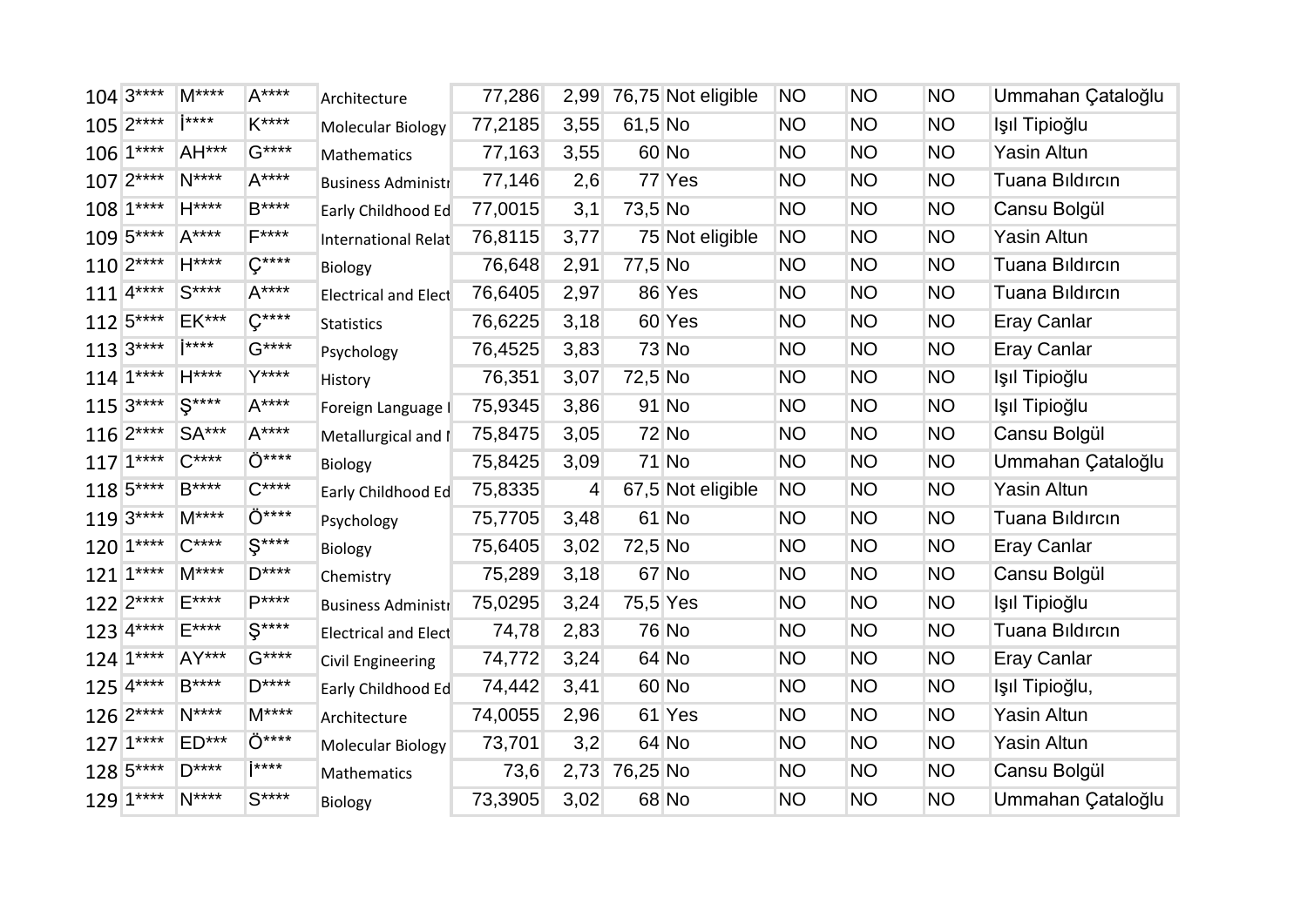| | | | | | | | | | | | | |
|---|---|---|---|---|---|---|---|---|---|---|---|---|
| 104 | 3**** | M**** | A**** | Architecture | 77,286 | 2,99 | 76,75 | Not eligible | NO | NO | NO | Ummahan Çataloğlu |
| 105 | 2**** | İ**** | K**** | Molecular Biology | 77,2185 | 3,55 | 61,5 | No | NO | NO | NO | Işıl Tipioğlu |
| 106 | 1**** | AH*** | G**** | Mathematics | 77,163 | 3,55 | 60 | No | NO | NO | NO | Yasin Altun |
| 107 | 2**** | N**** | A**** | Business Administr | 77,146 | 2,6 | 77 | Yes | NO | NO | NO | Tuana Bıldırcın |
| 108 | 1**** | H**** | B**** | Early Childhood Ed | 77,0015 | 3,1 | 73,5 | No | NO | NO | NO | Cansu Bolgül |
| 109 | 5**** | A**** | F**** | International Relat | 76,8115 | 3,77 | 75 | Not eligible | NO | NO | NO | Yasin Altun |
| 110 | 2**** | H**** | Ç**** | Biology | 76,648 | 2,91 | 77,5 | No | NO | NO | NO | Tuana Bıldırcın |
| 111 | 4**** | S**** | A**** | Electrical and Elect | 76,6405 | 2,97 | 86 | Yes | NO | NO | NO | Tuana Bıldırcın |
| 112 | 5**** | EK*** | Ç**** | Statistics | 76,6225 | 3,18 | 60 | Yes | NO | NO | NO | Eray Canlar |
| 113 | 3**** | İ**** | G**** | Psychology | 76,4525 | 3,83 | 73 | No | NO | NO | NO | Eray Canlar |
| 114 | 1**** | H**** | Y**** | History | 76,351 | 3,07 | 72,5 | No | NO | NO | NO | Işıl Tipioğlu |
| 115 | 3**** | Ş**** | A**** | Foreign Language I | 75,9345 | 3,86 | 91 | No | NO | NO | NO | Işıl Tipioğlu |
| 116 | 2**** | SA*** | A**** | Metallurgical and I | 75,8475 | 3,05 | 72 | No | NO | NO | NO | Cansu Bolgül |
| 117 | 1**** | C**** | Ö**** | Biology | 75,8425 | 3,09 | 71 | No | NO | NO | NO | Ummahan Çataloğlu |
| 118 | 5**** | B**** | C**** | Early Childhood Ed | 75,8335 | 4 | 67,5 | Not eligible | NO | NO | NO | Yasin Altun |
| 119 | 3**** | M**** | Ö**** | Psychology | 75,7705 | 3,48 | 61 | No | NO | NO | NO | Tuana Bıldırcın |
| 120 | 1**** | C**** | Ş**** | Biology | 75,6405 | 3,02 | 72,5 | No | NO | NO | NO | Eray Canlar |
| 121 | 1**** | M**** | D**** | Chemistry | 75,289 | 3,18 | 67 | No | NO | NO | NO | Cansu Bolgül |
| 122 | 2**** | E**** | P**** | Business Administr | 75,0295 | 3,24 | 75,5 | Yes | NO | NO | NO | Işıl Tipioğlu |
| 123 | 4**** | E**** | Ş**** | Electrical and Elect | 74,78 | 2,83 | 76 | No | NO | NO | NO | Tuana Bıldırcın |
| 124 | 1**** | AY*** | G**** | Civil Engineering | 74,772 | 3,24 | 64 | No | NO | NO | NO | Eray Canlar |
| 125 | 4**** | B**** | D**** | Early Childhood Ed | 74,442 | 3,41 | 60 | No | NO | NO | NO | Işıl Tipioğlu, |
| 126 | 2**** | N**** | M**** | Architecture | 74,0055 | 2,96 | 61 | Yes | NO | NO | NO | Yasin Altun |
| 127 | 1**** | ED*** | Ö**** | Molecular Biology | 73,701 | 3,2 | 64 | No | NO | NO | NO | Yasin Altun |
| 128 | 5**** | D**** | İ**** | Mathematics | 73,6 | 2,73 | 76,25 | No | NO | NO | NO | Cansu Bolgül |
| 129 | 1**** | N**** | S**** | Biology | 73,3905 | 3,02 | 68 | No | NO | NO | NO | Ummahan Çataloğlu |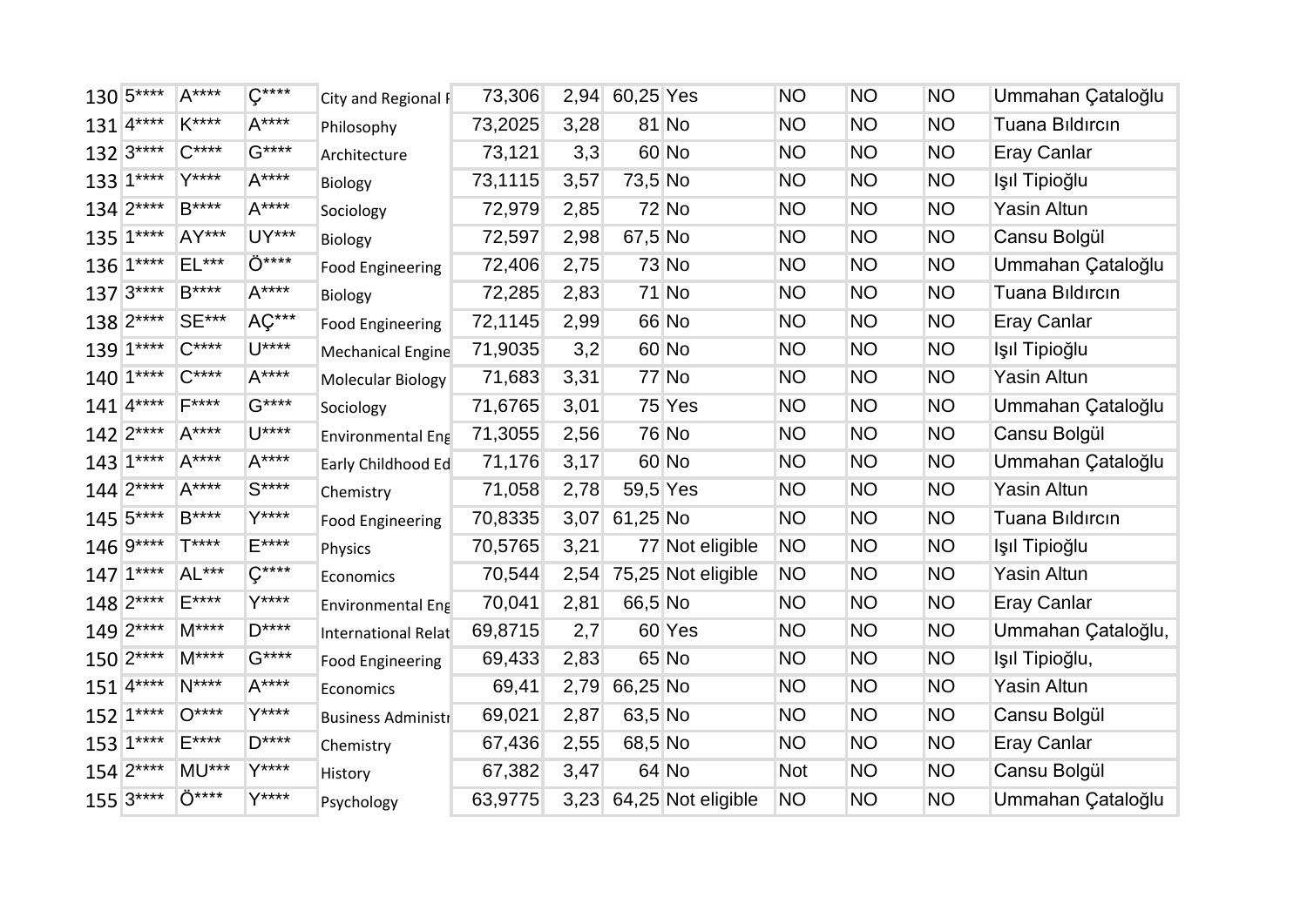| | | | | | | | | | | | | |
|---|---|---|---|---|---|---|---|---|---|---|---|---|
| 130 | 5**** | A**** | Ç**** | City and Regional P | 73,306 | 2,94 | 60,25 | Yes | NO | NO | NO | Ummahan Çataloğlu |
| 131 | 4**** | K**** | A**** | Philosophy | 73,2025 | 3,28 | 81 | No | NO | NO | NO | Tuana Bıldırcın |
| 132 | 3**** | C**** | G**** | Architecture | 73,121 | 3,3 | 60 | No | NO | NO | NO | Eray Canlar |
| 133 | 1**** | Y**** | A**** | Biology | 73,1115 | 3,57 | 73,5 | No | NO | NO | NO | Işıl Tipioğlu |
| 134 | 2**** | B**** | A**** | Sociology | 72,979 | 2,85 | 72 | No | NO | NO | NO | Yasin Altun |
| 135 | 1**** | AY*** | UY*** | Biology | 72,597 | 2,98 | 67,5 | No | NO | NO | NO | Cansu Bolgül |
| 136 | 1**** | EL*** | Ö**** | Food Engineering | 72,406 | 2,75 | 73 | No | NO | NO | NO | Ummahan Çataloğlu |
| 137 | 3**** | B**** | A**** | Biology | 72,285 | 2,83 | 71 | No | NO | NO | NO | Tuana Bıldırcın |
| 138 | 2**** | SE*** | AÇ*** | Food Engineering | 72,1145 | 2,99 | 66 | No | NO | NO | NO | Eray Canlar |
| 139 | 1**** | C**** | U**** | Mechanical Engine | 71,9035 | 3,2 | 60 | No | NO | NO | NO | Işıl Tipioğlu |
| 140 | 1**** | C**** | A**** | Molecular Biology | 71,683 | 3,31 | 77 | No | NO | NO | NO | Yasin Altun |
| 141 | 4**** | F**** | G**** | Sociology | 71,6765 | 3,01 | 75 | Yes | NO | NO | NO | Ummahan Çataloğlu |
| 142 | 2**** | A**** | U**** | Environmental Eng | 71,3055 | 2,56 | 76 | No | NO | NO | NO | Cansu Bolgül |
| 143 | 1**** | A**** | A**** | Early Childhood Ed | 71,176 | 3,17 | 60 | No | NO | NO | NO | Ummahan Çataloğlu |
| 144 | 2**** | A**** | S**** | Chemistry | 71,058 | 2,78 | 59,5 | Yes | NO | NO | NO | Yasin Altun |
| 145 | 5**** | B**** | Y**** | Food Engineering | 70,8335 | 3,07 | 61,25 | No | NO | NO | NO | Tuana Bıldırcın |
| 146 | 9**** | T**** | E**** | Physics | 70,5765 | 3,21 | 77 | Not eligible | NO | NO | NO | Işıl Tipioğlu |
| 147 | 1**** | AL*** | Ç**** | Economics | 70,544 | 2,54 | 75,25 | Not eligible | NO | NO | NO | Yasin Altun |
| 148 | 2**** | E**** | Y**** | Environmental Eng | 70,041 | 2,81 | 66,5 | No | NO | NO | NO | Eray Canlar |
| 149 | 2**** | M**** | D**** | International Relat | 69,8715 | 2,7 | 60 | Yes | NO | NO | NO | Ummahan Çataloğlu, |
| 150 | 2**** | M**** | G**** | Food Engineering | 69,433 | 2,83 | 65 | No | NO | NO | NO | Işıl Tipioğlu, |
| 151 | 4**** | N**** | A**** | Economics | 69,41 | 2,79 | 66,25 | No | NO | NO | NO | Yasin Altun |
| 152 | 1**** | O**** | Y**** | Business Administr | 69,021 | 2,87 | 63,5 | No | NO | NO | NO | Cansu Bolgül |
| 153 | 1**** | E**** | D**** | Chemistry | 67,436 | 2,55 | 68,5 | No | NO | NO | NO | Eray Canlar |
| 154 | 2**** | MU*** | Y**** | History | 67,382 | 3,47 | 64 | No | Not | NO | NO | Cansu Bolgül |
| 155 | 3**** | Ö**** | Y**** | Psychology | 63,9775 | 3,23 | 64,25 | Not eligible | NO | NO | NO | Ummahan Çataloğlu |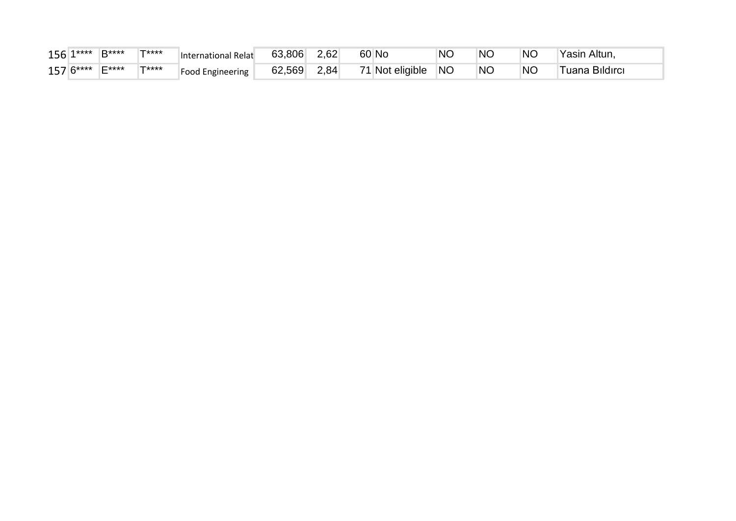| | | | | | | | | | | | | |
|---|---|---|---|---|---|---|---|---|---|---|---|---|
| 156 | 1**** | B**** | T**** | International Relat | 63,806 | 2,62 | 60 | No | NO | NO | NO | Yasin Altun, |
| 157 | 6**** | E**** | T**** | Food Engineering | 62,569 | 2,84 | 71 | Not eligible | NO | NO | NO | Tuana Bıldırcı |